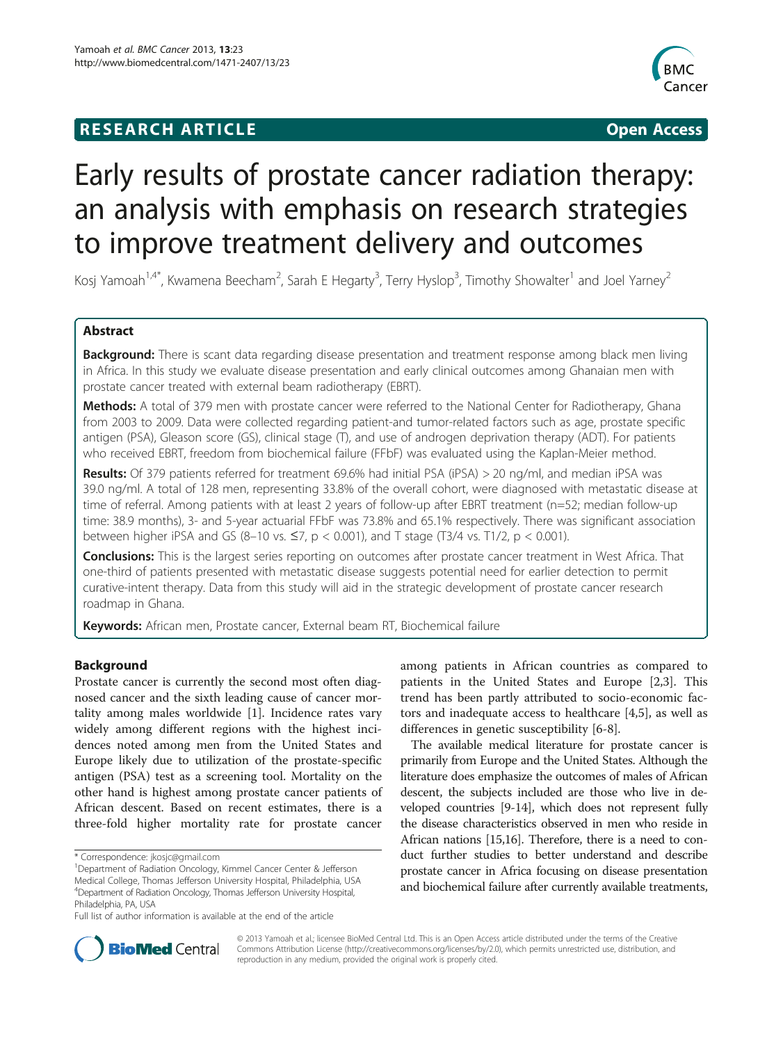**RESEARCH ARTICLE** **Open Access**

# Early results of prostate cancer radiation therapy: an analysis with emphasis on research strategies to improve treatment delivery and outcomes

Kosj Yamoah[1,4*], Kwamena Beecham[2], Sarah E Hegarty[3], Terry Hyslop[3], Timothy Showalter[1] and Joel Yarney[2]

## Abstract

**Background:** There is scant data regarding disease presentation and treatment response among black men living in Africa. In this study we evaluate disease presentation and early clinical outcomes among Ghanaian men with prostate cancer treated with external beam radiotherapy (EBRT).

**Methods:** A total of 379 men with prostate cancer were referred to the National Center for Radiotherapy, Ghana from 2003 to 2009. Data were collected regarding patient-and tumor-related factors such as age, prostate specific antigen (PSA), Gleason score (GS), clinical stage (T), and use of androgen deprivation therapy (ADT). For patients who received EBRT, freedom from biochemical failure (FFbF) was evaluated using the Kaplan-Meier method.

**Results:** Of 379 patients referred for treatment 69.6% had initial PSA (iPSA) > 20 ng/ml, and median iPSA was 39.0 ng/ml. A total of 128 men, representing 33.8% of the overall cohort, were diagnosed with metastatic disease at time of referral. Among patients with at least 2 years of follow-up after EBRT treatment (n=52; median follow-up time: 38.9 months), 3- and 5-year actuarial FFbF was 73.8% and 65.1% respectively. There was significant association between higher iPSA and GS (8–10 vs. ≤7, $p < 0.001$), and T stage (T3/4 vs. T1/2, $p < 0.001$).

**Conclusions:** This is the largest series reporting on outcomes after prostate cancer treatment in West Africa. That one-third of patients presented with metastatic disease suggests potential need for earlier detection to permit curative-intent therapy. Data from this study will aid in the strategic development of prostate cancer research roadmap in Ghana.

**Keywords:** African men, Prostate cancer, External beam RT, Biochemical failure

## Background

Prostate cancer is currently the second most often diagnosed cancer and the sixth leading cause of cancer mortality among males worldwide [1]. Incidence rates vary widely among different regions with the highest incidences noted among men from the United States and Europe likely due to utilization of the prostate-specific antigen (PSA) test as a screening tool. Mortality on the other hand is highest among prostate cancer patients of African descent. Based on recent estimates, there is a three-fold higher mortality rate for prostate cancer among patients in African countries as compared to patients in the United States and Europe [2,3]. This trend has been partly attributed to socio-economic factors and inadequate access to healthcare [4,5], as well as differences in genetic susceptibility [6-8].

The available medical literature for prostate cancer is primarily from Europe and the United States. Although the literature does emphasize the outcomes of males of African descent, the subjects included are those who live in developed countries [9-14], which does not represent fully the disease characteristics observed in men who reside in African nations [15,16]. Therefore, there is a need to conduct further studies to better understand and describe prostate cancer in Africa focusing on disease presentation and biochemical failure after currently available treatments,

\* Correspondence: jkosjc@gmail.com
[1]Department of Radiation Oncology, Kimmel Cancer Center & Jefferson Medical College, Thomas Jefferson University Hospital, Philadelphia, USA
[4]Department of Radiation Oncology, Thomas Jefferson University Hospital, Philadelphia, PA, USA
Full list of author information is available at the end of the article

© 2013 Yamoah et al.; licensee BioMed Central Ltd. This is an Open Access article distributed under the terms of the Creative Commons Attribution License (http://creativecommons.org/licenses/by/2.0), which permits unrestricted use, distribution, and reproduction in any medium, provided the original work is properly cited.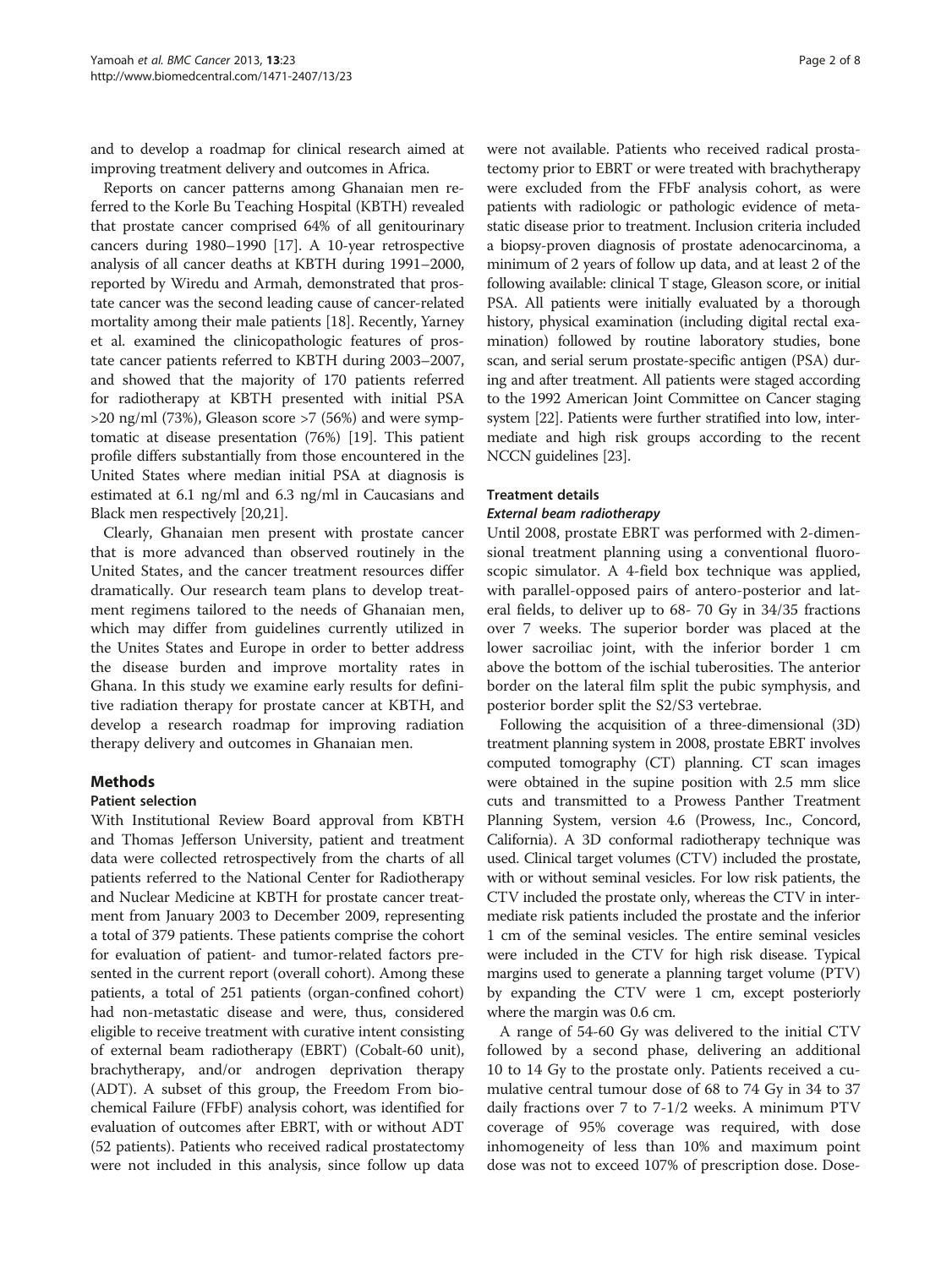and to develop a roadmap for clinical research aimed at improving treatment delivery and outcomes in Africa.

Reports on cancer patterns among Ghanaian men referred to the Korle Bu Teaching Hospital (KBTH) revealed that prostate cancer comprised 64% of all genitourinary cancers during 1980–1990 [17]. A 10-year retrospective analysis of all cancer deaths at KBTH during 1991–2000, reported by Wiredu and Armah, demonstrated that prostate cancer was the second leading cause of cancer-related mortality among their male patients [18]. Recently, Yarney et al. examined the clinicopathologic features of prostate cancer patients referred to KBTH during 2003–2007, and showed that the majority of 170 patients referred for radiotherapy at KBTH presented with initial PSA >20 ng/ml (73%), Gleason score >7 (56%) and were symptomatic at disease presentation (76%) [19]. This patient profile differs substantially from those encountered in the United States where median initial PSA at diagnosis is estimated at 6.1 ng/ml and 6.3 ng/ml in Caucasians and Black men respectively [20,21].

Clearly, Ghanaian men present with prostate cancer that is more advanced than observed routinely in the United States, and the cancer treatment resources differ dramatically. Our research team plans to develop treatment regimens tailored to the needs of Ghanaian men, which may differ from guidelines currently utilized in the Unites States and Europe in order to better address the disease burden and improve mortality rates in Ghana. In this study we examine early results for definitive radiation therapy for prostate cancer at KBTH, and develop a research roadmap for improving radiation therapy delivery and outcomes in Ghanaian men.

## Methods

### Patient selection

With Institutional Review Board approval from KBTH and Thomas Jefferson University, patient and treatment data were collected retrospectively from the charts of all patients referred to the National Center for Radiotherapy and Nuclear Medicine at KBTH for prostate cancer treatment from January 2003 to December 2009, representing a total of 379 patients. These patients comprise the cohort for evaluation of patient- and tumor-related factors presented in the current report (overall cohort). Among these patients, a total of 251 patients (organ-confined cohort) had non-metastatic disease and were, thus, considered eligible to receive treatment with curative intent consisting of external beam radiotherapy (EBRT) (Cobalt-60 unit), brachytherapy, and/or androgen deprivation therapy (ADT). A subset of this group, the Freedom From biochemical Failure (FFbF) analysis cohort, was identified for evaluation of outcomes after EBRT, with or without ADT (52 patients). Patients who received radical prostatectomy were not included in this analysis, since follow up data were not available. Patients who received radical prostatectomy prior to EBRT or were treated with brachytherapy were excluded from the FFbF analysis cohort, as were patients with radiologic or pathologic evidence of metastatic disease prior to treatment. Inclusion criteria included a biopsy-proven diagnosis of prostate adenocarcinoma, a minimum of 2 years of follow up data, and at least 2 of the following available: clinical T stage, Gleason score, or initial PSA. All patients were initially evaluated by a thorough history, physical examination (including digital rectal examination) followed by routine laboratory studies, bone scan, and serial serum prostate-specific antigen (PSA) during and after treatment. All patients were staged according to the 1992 American Joint Committee on Cancer staging system [22]. Patients were further stratified into low, intermediate and high risk groups according to the recent NCCN guidelines [23].

### Treatment details

#### *External beam radiotherapy*

Until 2008, prostate EBRT was performed with 2-dimensional treatment planning using a conventional fluoroscopic simulator. A 4-field box technique was applied, with parallel-opposed pairs of antero-posterior and lateral fields, to deliver up to 68- 70 Gy in 34/35 fractions over 7 weeks. The superior border was placed at the lower sacroiliac joint, with the inferior border 1 cm above the bottom of the ischial tuberosities. The anterior border on the lateral film split the pubic symphysis, and posterior border split the S2/S3 vertebrae.

Following the acquisition of a three-dimensional (3D) treatment planning system in 2008, prostate EBRT involves computed tomography (CT) planning. CT scan images were obtained in the supine position with 2.5 mm slice cuts and transmitted to a Prowess Panther Treatment Planning System, version 4.6 (Prowess, Inc., Concord, California). A 3D conformal radiotherapy technique was used. Clinical target volumes (CTV) included the prostate, with or without seminal vesicles. For low risk patients, the CTV included the prostate only, whereas the CTV in intermediate risk patients included the prostate and the inferior 1 cm of the seminal vesicles. The entire seminal vesicles were included in the CTV for high risk disease. Typical margins used to generate a planning target volume (PTV) by expanding the CTV were 1 cm, except posteriorly where the margin was 0.6 cm.

A range of 54-60 Gy was delivered to the initial CTV followed by a second phase, delivering an additional 10 to 14 Gy to the prostate only. Patients received a cumulative central tumour dose of 68 to 74 Gy in 34 to 37 daily fractions over 7 to 7-1/2 weeks. A minimum PTV coverage of 95% coverage was required, with dose inhomogeneity of less than 10% and maximum point dose was not to exceed 107% of prescription dose. Dose-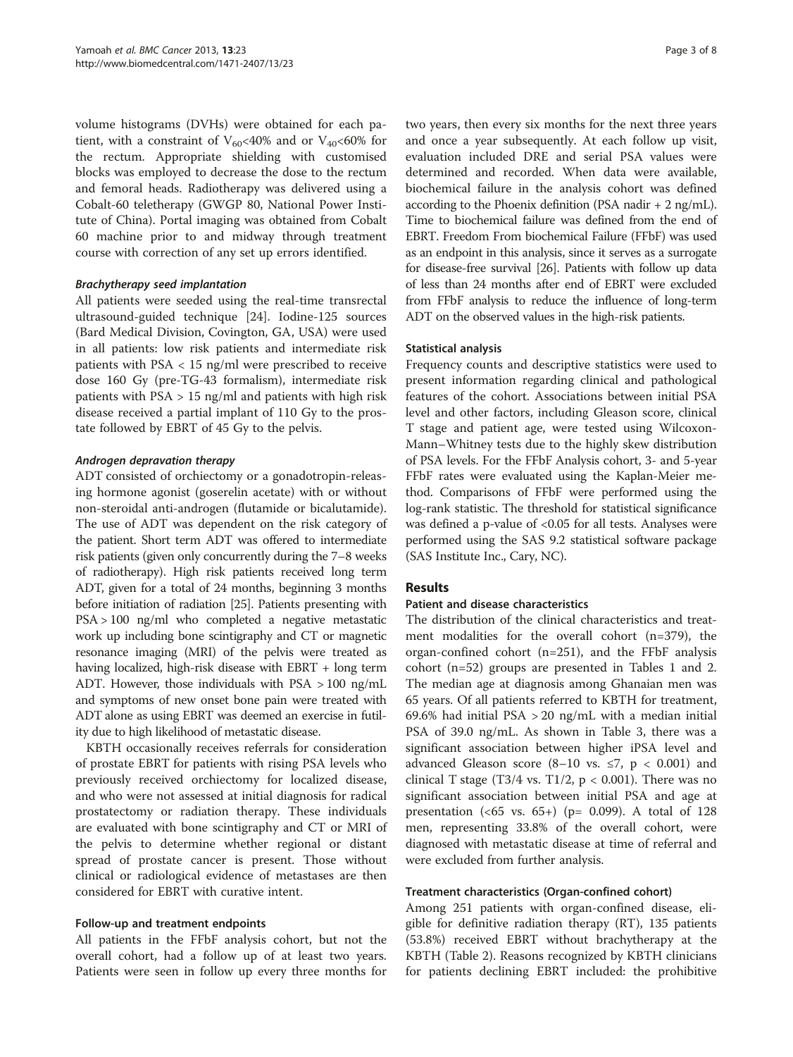volume histograms (DVHs) were obtained for each patient, with a constraint of $V_{60}$<40% and or $V_{40}$<60% for the rectum. Appropriate shielding with customised blocks was employed to decrease the dose to the rectum and femoral heads. Radiotherapy was delivered using a Cobalt-60 teletherapy (GWGP 80, National Power Institute of China). Portal imaging was obtained from Cobalt 60 machine prior to and midway through treatment course with correction of any set up errors identified.

#### *Brachytherapy seed implantation*

All patients were seeded using the real-time transrectal ultrasound-guided technique [24]. Iodine-125 sources (Bard Medical Division, Covington, GA, USA) were used in all patients: low risk patients and intermediate risk patients with PSA < 15 ng/ml were prescribed to receive dose 160 Gy (pre-TG-43 formalism), intermediate risk patients with PSA > 15 ng/ml and patients with high risk disease received a partial implant of 110 Gy to the prostate followed by EBRT of 45 Gy to the pelvis.

#### *Androgen depravation therapy*

ADT consisted of orchiectomy or a gonadotropin-releasing hormone agonist (goserelin acetate) with or without non-steroidal anti-androgen (flutamide or bicalutamide). The use of ADT was dependent on the risk category of the patient. Short term ADT was offered to intermediate risk patients (given only concurrently during the 7–8 weeks of radiotherapy). High risk patients received long term ADT, given for a total of 24 months, beginning 3 months before initiation of radiation [25]. Patients presenting with PSA > 100 ng/ml who completed a negative metastatic work up including bone scintigraphy and CT or magnetic resonance imaging (MRI) of the pelvis were treated as having localized, high-risk disease with EBRT + long term ADT. However, those individuals with PSA > 100 ng/mL and symptoms of new onset bone pain were treated with ADT alone as using EBRT was deemed an exercise in futility due to high likelihood of metastatic disease.

KBTH occasionally receives referrals for consideration of prostate EBRT for patients with rising PSA levels who previously received orchiectomy for localized disease, and who were not assessed at initial diagnosis for radical prostatectomy or radiation therapy. These individuals are evaluated with bone scintigraphy and CT or MRI of the pelvis to determine whether regional or distant spread of prostate cancer is present. Those without clinical or radiological evidence of metastases are then considered for EBRT with curative intent.

### Follow-up and treatment endpoints

All patients in the FFbF analysis cohort, but not the overall cohort, had a follow up of at least two years. Patients were seen in follow up every three months for two years, then every six months for the next three years and once a year subsequently. At each follow up visit, evaluation included DRE and serial PSA values were determined and recorded. When data were available, biochemical failure in the analysis cohort was defined according to the Phoenix definition (PSA nadir + 2 ng/mL). Time to biochemical failure was defined from the end of EBRT. Freedom From biochemical Failure (FFbF) was used as an endpoint in this analysis, since it serves as a surrogate for disease-free survival [26]. Patients with follow up data of less than 24 months after end of EBRT were excluded from FFbF analysis to reduce the influence of long-term ADT on the observed values in the high-risk patients.

### Statistical analysis

Frequency counts and descriptive statistics were used to present information regarding clinical and pathological features of the cohort. Associations between initial PSA level and other factors, including Gleason score, clinical T stage and patient age, were tested using Wilcoxon-Mann–Whitney tests due to the highly skew distribution of PSA levels. For the FFbF Analysis cohort, 3- and 5-year FFbF rates were evaluated using the Kaplan-Meier method. Comparisons of FFbF were performed using the log-rank statistic. The threshold for statistical significance was defined a p-value of <0.05 for all tests. Analyses were performed using the SAS 9.2 statistical software package (SAS Institute Inc., Cary, NC).

## Results

### Patient and disease characteristics

The distribution of the clinical characteristics and treatment modalities for the overall cohort (n=379), the organ-confined cohort (n=251), and the FFbF analysis cohort (n=52) groups are presented in Tables 1 and 2. The median age at diagnosis among Ghanaian men was 65 years. Of all patients referred to KBTH for treatment, 69.6% had initial PSA > 20 ng/mL with a median initial PSA of 39.0 ng/mL. As shown in Table 3, there was a significant association between higher iPSA level and advanced Gleason score (8–10 vs. ≤7, $p < 0.001$) and clinical T stage (T3/4 vs. T1/2, $p < 0.001$). There was no significant association between initial PSA and age at presentation (<65 vs. 65+) ($p = 0.099$). A total of 128 men, representing 33.8% of the overall cohort, were diagnosed with metastatic disease at time of referral and were excluded from further analysis.

### Treatment characteristics (Organ-confined cohort)

Among 251 patients with organ-confined disease, eligible for definitive radiation therapy (RT), 135 patients (53.8%) received EBRT without brachytherapy at the KBTH (Table 2). Reasons recognized by KBTH clinicians for patients declining EBRT included: the prohibitive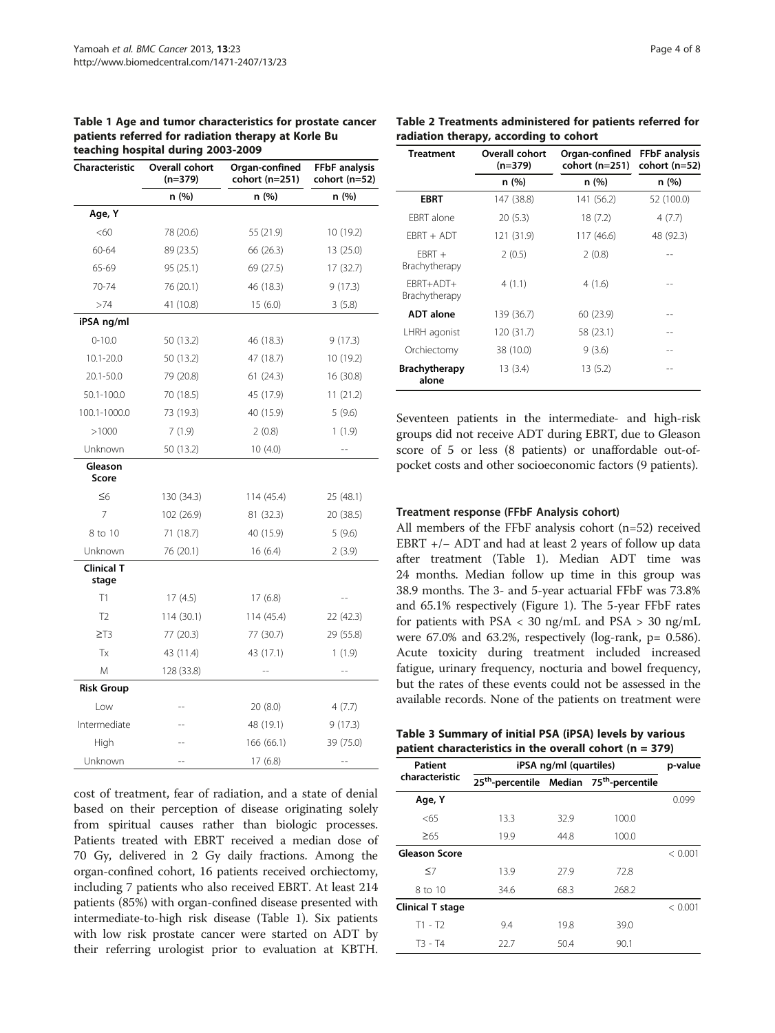**Table 1 Age and tumor characteristics for prostate cancer patients referred for radiation therapy at Korle Bu teaching hospital during 2003-2009**

| Characteristic | Overall cohort (n=379) | Organ-confined cohort (n=251) | FFbF analysis cohort (n=52) |
|---|---|---|---|
| | n (%) | n (%) | n (%) |
| **Age, Y** | | | |
| <60 | 78 (20.6) | 55 (21.9) | 10 (19.2) |
| 60-64 | 89 (23.5) | 66 (26.3) | 13 (25.0) |
| 65-69 | 95 (25.1) | 69 (27.5) | 17 (32.7) |
| 70-74 | 76 (20.1) | 46 (18.3) | 9 (17.3) |
| >74 | 41 (10.8) | 15 (6.0) | 3 (5.8) |
| **iPSA ng/ml** | | | |
| 0-10.0 | 50 (13.2) | 46 (18.3) | 9 (17.3) |
| 10.1-20.0 | 50 (13.2) | 47 (18.7) | 10 (19.2) |
| 20.1-50.0 | 79 (20.8) | 61 (24.3) | 16 (30.8) |
| 50.1-100.0 | 70 (18.5) | 45 (17.9) | 11 (21.2) |
| 100.1-1000.0 | 73 (19.3) | 40 (15.9) | 5 (9.6) |
| >1000 | 7 (1.9) | 2 (0.8) | 1 (1.9) |
| Unknown | 50 (13.2) | 10 (4.0) | -- |
| **Gleason Score** | | | |
| ≤6 | 130 (34.3) | 114 (45.4) | 25 (48.1) |
| 7 | 102 (26.9) | 81 (32.3) | 20 (38.5) |
| 8 to 10 | 71 (18.7) | 40 (15.9) | 5 (9.6) |
| Unknown | 76 (20.1) | 16 (6.4) | 2 (3.9) |
| **Clinical T stage** | | | |
| T1 | 17 (4.5) | 17 (6.8) | -- |
| T2 | 114 (30.1) | 114 (45.4) | 22 (42.3) |
| ≥T3 | 77 (20.3) | 77 (30.7) | 29 (55.8) |
| Tx | 43 (11.4) | 43 (17.1) | 1 (1.9) |
| M | 128 (33.8) | -- | -- |
| **Risk Group** | | | |
| Low | -- | 20 (8.0) | 4 (7.7) |
| Intermediate | -- | 48 (19.1) | 9 (17.3) |
| High | -- | 166 (66.1) | 39 (75.0) |
| Unknown | -- | 17 (6.8) | -- |

cost of treatment, fear of radiation, and a state of denial based on their perception of disease originating solely from spiritual causes rather than biologic processes. Patients treated with EBRT received a median dose of 70 Gy, delivered in 2 Gy daily fractions. Among the organ-confined cohort, 16 patients received orchiectomy, including 7 patients who also received EBRT. At least 214 patients (85%) with organ-confined disease presented with intermediate-to-high risk disease (Table 1). Six patients with low risk prostate cancer were started on ADT by their referring urologist prior to evaluation at KBTH.

**Table 2 Treatments administered for patients referred for radiation therapy, according to cohort**

| Treatment | Overall cohort (n=379) | Organ-confined cohort (n=251) | FFbF analysis cohort (n=52) |
|---|---|---|---|
| | n (%) | n (%) | n (%) |
| **EBRT** | 147 (38.8) | 141 (56.2) | 52 (100.0) |
| EBRT alone | 20 (5.3) | 18 (7.2) | 4 (7.7) |
| EBRT + ADT | 121 (31.9) | 117 (46.6) | 48 (92.3) |
| EBRT + Brachytherapy | 2 (0.5) | 2 (0.8) | -- |
| EBRT+ADT+ Brachytherapy | 4 (1.1) | 4 (1.6) | -- |
| **ADT alone** | 139 (36.7) | 60 (23.9) | -- |
| LHRH agonist | 120 (31.7) | 58 (23.1) | -- |
| Orchiectomy | 38 (10.0) | 9 (3.6) | -- |
| **Brachytherapy alone** | 13 (3.4) | 13 (5.2) | -- |

Seventeen patients in the intermediate- and high-risk groups did not receive ADT during EBRT, due to Gleason score of 5 or less (8 patients) or unaffordable out-of-pocket costs and other socioeconomic factors (9 patients).

### Treatment response (FFbF Analysis cohort)

All members of the FFbF analysis cohort (n=52) received EBRT +/− ADT and had at least 2 years of follow up data after treatment (Table 1). Median ADT time was 24 months. Median follow up time in this group was 38.9 months. The 3- and 5-year actuarial FFbF was 73.8% and 65.1% respectively (Figure 1). The 5-year FFbF rates for patients with PSA < 30 ng/mL and PSA > 30 ng/mL were 67.0% and 63.2%, respectively (log-rank, p= 0.586). Acute toxicity during treatment included increased fatigue, urinary frequency, nocturia and bowel frequency, but the rates of these events could not be assessed in the available records. None of the patients on treatment were

**Table 3 Summary of initial PSA (iPSA) levels by various patient characteristics in the overall cohort (n = 379)**

| Patient characteristic | iPSA ng/ml (quartiles) | | | p-value |
|---|---|---|---|---|
| | 25th-percentile | Median | 75th-percentile | |
| **Age, Y** | | | | 0.099 |
| <65 | 13.3 | 32.9 | 100.0 | |
| ≥65 | 19.9 | 44.8 | 100.0 | |
| **Gleason Score** | | | | < 0.001 |
| ≤7 | 13.9 | 27.9 | 72.8 | |
| 8 to 10 | 34.6 | 68.3 | 268.2 | |
| **Clinical T stage** | | | | < 0.001 |
| T1 - T2 | 9.4 | 19.8 | 39.0 | |
| T3 - T4 | 22.7 | 50.4 | 90.1 | |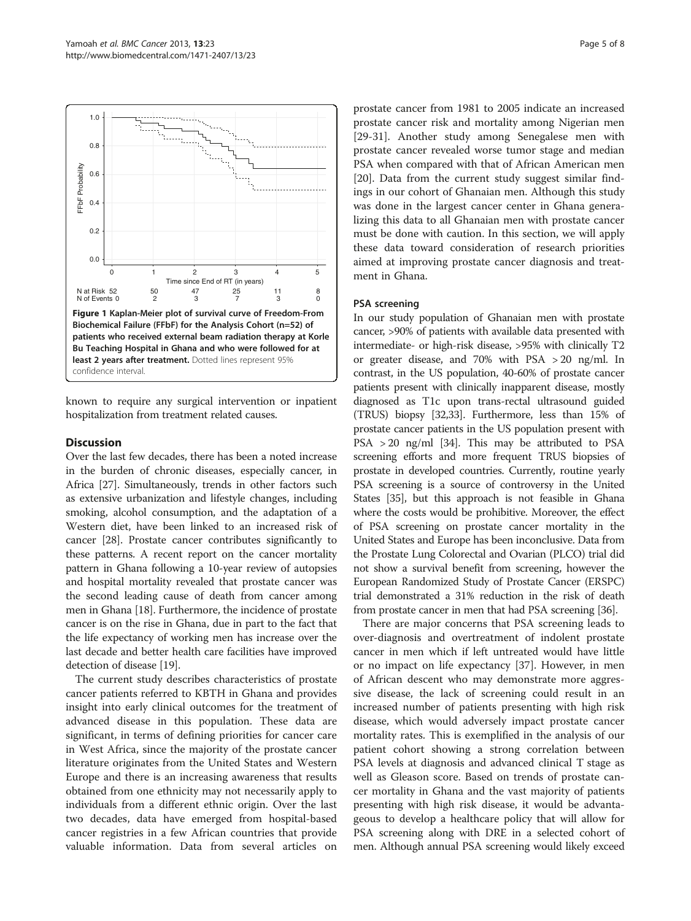N at Risk 52 50 47 25 11 8
N of Events 0 2 3 7 3 0

**Figure 1 Kaplan-Meier plot of survival curve of Freedom-From Biochemical Failure (FFbF) for the Analysis Cohort (n=52) of patients who received external beam radiation therapy at Korle Bu Teaching Hospital in Ghana and who were followed for at least 2 years after treatment.** Dotted lines represent 95% confidence interval.

known to require any surgical intervention or inpatient hospitalization from treatment related causes.

## Discussion

Over the last few decades, there has been a noted increase in the burden of chronic diseases, especially cancer, in Africa [27]. Simultaneously, trends in other factors such as extensive urbanization and lifestyle changes, including smoking, alcohol consumption, and the adaptation of a Western diet, have been linked to an increased risk of cancer [28]. Prostate cancer contributes significantly to these patterns. A recent report on the cancer mortality pattern in Ghana following a 10-year review of autopsies and hospital mortality revealed that prostate cancer was the second leading cause of death from cancer among men in Ghana [18]. Furthermore, the incidence of prostate cancer is on the rise in Ghana, due in part to the fact that the life expectancy of working men has increase over the last decade and better health care facilities have improved detection of disease [19].

The current study describes characteristics of prostate cancer patients referred to KBTH in Ghana and provides insight into early clinical outcomes for the treatment of advanced disease in this population. These data are significant, in terms of defining priorities for cancer care in West Africa, since the majority of the prostate cancer literature originates from the United States and Western Europe and there is an increasing awareness that results obtained from one ethnicity may not necessarily apply to individuals from a different ethnic origin. Over the last two decades, data have emerged from hospital-based cancer registries in a few African countries that provide valuable information. Data from several articles on prostate cancer from 1981 to 2005 indicate an increased prostate cancer risk and mortality among Nigerian men [29-31]. Another study among Senegalese men with prostate cancer revealed worse tumor stage and median PSA when compared with that of African American men [20]. Data from the current study suggest similar findings in our cohort of Ghanaian men. Although this study was done in the largest cancer center in Ghana generalizing this data to all Ghanaian men with prostate cancer must be done with caution. In this section, we will apply these data toward consideration of research priorities aimed at improving prostate cancer diagnosis and treatment in Ghana.

### PSA screening

In our study population of Ghanaian men with prostate cancer, >90% of patients with available data presented with intermediate- or high-risk disease, >95% with clinically T2 or greater disease, and 70% with PSA > 20 ng/ml. In contrast, in the US population, 40-60% of prostate cancer patients present with clinically inapparent disease, mostly diagnosed as T1c upon trans-rectal ultrasound guided (TRUS) biopsy [32,33]. Furthermore, less than 15% of prostate cancer patients in the US population present with PSA > 20 ng/ml [34]. This may be attributed to PSA screening efforts and more frequent TRUS biopsies of prostate in developed countries. Currently, routine yearly PSA screening is a source of controversy in the United States [35], but this approach is not feasible in Ghana where the costs would be prohibitive. Moreover, the effect of PSA screening on prostate cancer mortality in the United States and Europe has been inconclusive. Data from the Prostate Lung Colorectal and Ovarian (PLCO) trial did not show a survival benefit from screening, however the European Randomized Study of Prostate Cancer (ERSPC) trial demonstrated a 31% reduction in the risk of death from prostate cancer in men that had PSA screening [36].

There are major concerns that PSA screening leads to over-diagnosis and overtreatment of indolent prostate cancer in men which if left untreated would have little or no impact on life expectancy [37]. However, in men of African descent who may demonstrate more aggressive disease, the lack of screening could result in an increased number of patients presenting with high risk disease, which would adversely impact prostate cancer mortality rates. This is exemplified in the analysis of our patient cohort showing a strong correlation between PSA levels at diagnosis and advanced clinical T stage as well as Gleason score. Based on trends of prostate cancer mortality in Ghana and the vast majority of patients presenting with high risk disease, it would be advantageous to develop a healthcare policy that will allow for PSA screening along with DRE in a selected cohort of men. Although annual PSA screening would likely exceed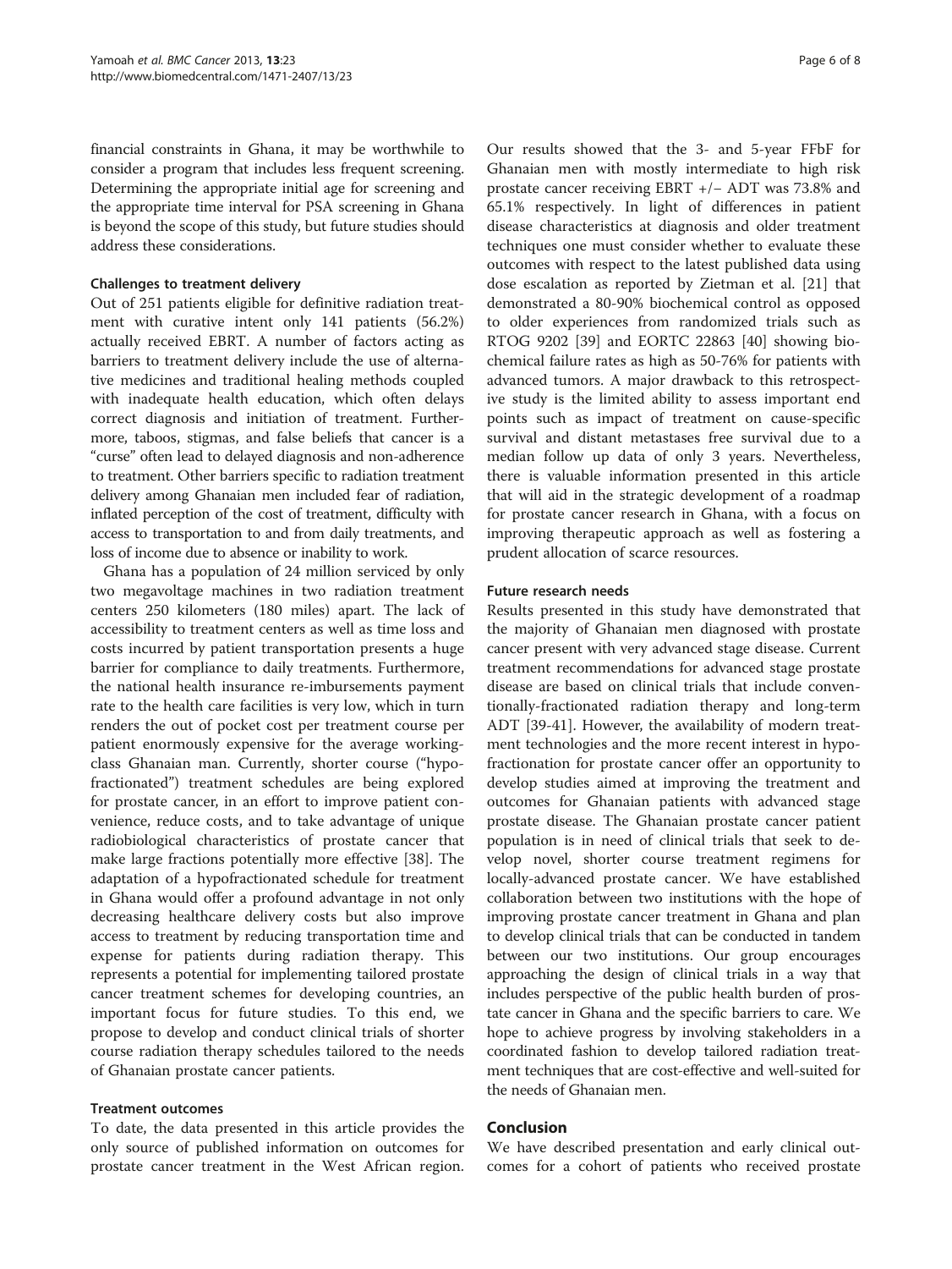financial constraints in Ghana, it may be worthwhile to consider a program that includes less frequent screening. Determining the appropriate initial age for screening and the appropriate time interval for PSA screening in Ghana is beyond the scope of this study, but future studies should address these considerations.

### Challenges to treatment delivery

Out of 251 patients eligible for definitive radiation treatment with curative intent only 141 patients (56.2%) actually received EBRT. A number of factors acting as barriers to treatment delivery include the use of alternative medicines and traditional healing methods coupled with inadequate health education, which often delays correct diagnosis and initiation of treatment. Furthermore, taboos, stigmas, and false beliefs that cancer is a "curse" often lead to delayed diagnosis and non-adherence to treatment. Other barriers specific to radiation treatment delivery among Ghanaian men included fear of radiation, inflated perception of the cost of treatment, difficulty with access to transportation to and from daily treatments, and loss of income due to absence or inability to work.

Ghana has a population of 24 million serviced by only two megavoltage machines in two radiation treatment centers 250 kilometers (180 miles) apart. The lack of accessibility to treatment centers as well as time loss and costs incurred by patient transportation presents a huge barrier for compliance to daily treatments. Furthermore, the national health insurance re-imbursements payment rate to the health care facilities is very low, which in turn renders the out of pocket cost per treatment course per patient enormously expensive for the average working-class Ghanaian man. Currently, shorter course ("hypofractionated") treatment schedules are being explored for prostate cancer, in an effort to improve patient convenience, reduce costs, and to take advantage of unique radiobiological characteristics of prostate cancer that make large fractions potentially more effective [38]. The adaptation of a hypofractionated schedule for treatment in Ghana would offer a profound advantage in not only decreasing healthcare delivery costs but also improve access to treatment by reducing transportation time and expense for patients during radiation therapy. This represents a potential for implementing tailored prostate cancer treatment schemes for developing countries, an important focus for future studies. To this end, we propose to develop and conduct clinical trials of shorter course radiation therapy schedules tailored to the needs of Ghanaian prostate cancer patients.

### Treatment outcomes

To date, the data presented in this article provides the only source of published information on outcomes for prostate cancer treatment in the West African region. Our results showed that the 3- and 5-year FFbF for Ghanaian men with mostly intermediate to high risk prostate cancer receiving EBRT +/− ADT was 73.8% and 65.1% respectively. In light of differences in patient disease characteristics at diagnosis and older treatment techniques one must consider whether to evaluate these outcomes with respect to the latest published data using dose escalation as reported by Zietman et al. [21] that demonstrated a 80-90% biochemical control as opposed to older experiences from randomized trials such as RTOG 9202 [39] and EORTC 22863 [40] showing biochemical failure rates as high as 50-76% for patients with advanced tumors. A major drawback to this retrospective study is the limited ability to assess important end points such as impact of treatment on cause-specific survival and distant metastases free survival due to a median follow up data of only 3 years. Nevertheless, there is valuable information presented in this article that will aid in the strategic development of a roadmap for prostate cancer research in Ghana, with a focus on improving therapeutic approach as well as fostering a prudent allocation of scarce resources.

### Future research needs

Results presented in this study have demonstrated that the majority of Ghanaian men diagnosed with prostate cancer present with very advanced stage disease. Current treatment recommendations for advanced stage prostate disease are based on clinical trials that include conventionally-fractionated radiation therapy and long-term ADT [39-41]. However, the availability of modern treatment technologies and the more recent interest in hypofractionation for prostate cancer offer an opportunity to develop studies aimed at improving the treatment and outcomes for Ghanaian patients with advanced stage prostate disease. The Ghanaian prostate cancer patient population is in need of clinical trials that seek to develop novel, shorter course treatment regimens for locally-advanced prostate cancer. We have established collaboration between two institutions with the hope of improving prostate cancer treatment in Ghana and plan to develop clinical trials that can be conducted in tandem between our two institutions. Our group encourages approaching the design of clinical trials in a way that includes perspective of the public health burden of prostate cancer in Ghana and the specific barriers to care. We hope to achieve progress by involving stakeholders in a coordinated fashion to develop tailored radiation treatment techniques that are cost-effective and well-suited for the needs of Ghanaian men.

## Conclusion

We have described presentation and early clinical outcomes for a cohort of patients who received prostate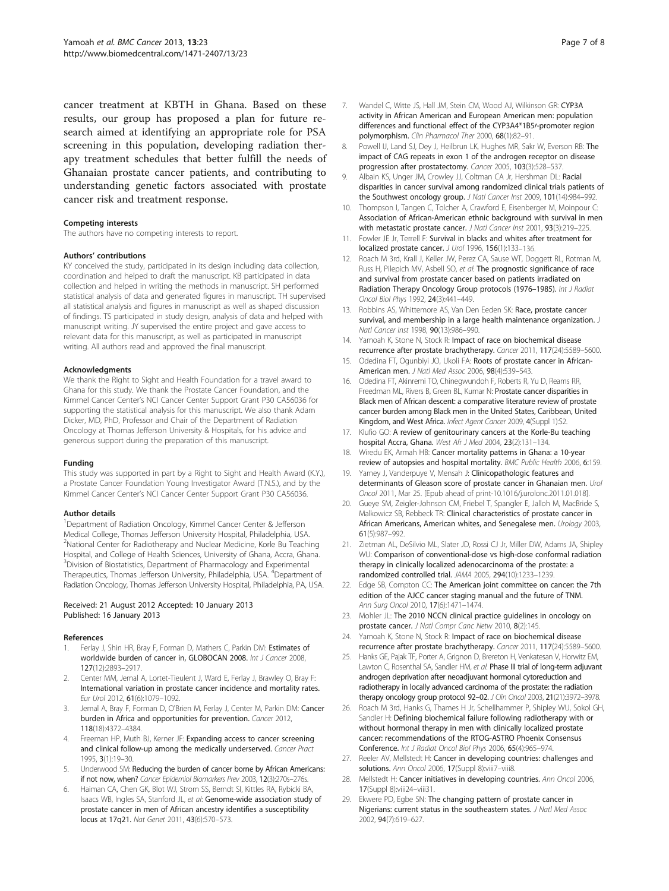cancer treatment at KBTH in Ghana. Based on these results, our group has proposed a plan for future research aimed at identifying an appropriate role for PSA screening in this population, developing radiation therapy treatment schedules that better fulfill the needs of Ghanaian prostate cancer patients, and contributing to understanding genetic factors associated with prostate cancer risk and treatment response.

#### Competing interests

The authors have no competing interests to report.

#### Authors' contributions

KY conceived the study, participated in its design including data collection, coordination and helped to draft the manuscript. KB participated in data collection and helped in writing the methods in manuscript. SH performed statistical analysis of data and generated figures in manuscript. TH supervised all statistical analysis and figures in manuscript as well as shaped discussion of findings. TS participated in study design, analysis of data and helped with manuscript writing. JY supervised the entire project and gave access to relevant data for this manuscript, as well as participated in manuscript writing. All authors read and approved the final manuscript.

#### Acknowledgments

We thank the Right to Sight and Health Foundation for a travel award to Ghana for this study. We thank the Prostate Cancer Foundation, and the Kimmel Cancer Center's NCI Cancer Center Support Grant P30 CA56036 for supporting the statistical analysis for this manuscript. We also thank Adam Dicker, MD, PhD, Professor and Chair of the Department of Radiation Oncology at Thomas Jefferson University & Hospitals, for his advice and generous support during the preparation of this manuscript.

#### Funding

This study was supported in part by a Right to Sight and Health Award (K.Y.), a Prostate Cancer Foundation Young Investigator Award (T.N.S.), and by the Kimmel Cancer Center's NCI Cancer Center Support Grant P30 CA56036.

#### Author details

[1]Department of Radiation Oncology, Kimmel Cancer Center & Jefferson Medical College, Thomas Jefferson University Hospital, Philadelphia, USA. [2]National Center for Radiotherapy and Nuclear Medicine, Korle Bu Teaching Hospital, and College of Health Sciences, University of Ghana, Accra, Ghana. [3]Division of Biostatistics, Department of Pharmacology and Experimental Therapeutics, Thomas Jefferson University, Philadelphia, USA. [4]Department of Radiation Oncology, Thomas Jefferson University Hospital, Philadelphia, PA, USA.

Received: 21 August 2012 Accepted: 10 January 2013
Published: 16 January 2013

#### References

1. Ferlay J, Shin HR, Bray F, Forman D, Mathers C, Parkin DM: **Estimates of worldwide burden of cancer in, GLOBOCAN 2008.** *Int J Cancer* 2008, **127**(12):2893–2917.
2. Center MM, Jemal A, Lortet-Tieulent J, Ward E, Ferlay J, Brawley O, Bray F: **International variation in prostate cancer incidence and mortality rates.** *Eur Urol* 2012, **61**(6):1079–1092.
3. Jemal A, Bray F, Forman D, O'Brien M, Ferlay J, Center M, Parkin DM: **Cancer burden in Africa and opportunities for prevention.** *Cancer* 2012, **118**(18):4372–4384.
4. Freeman HP, Muth BJ, Kerner JF: **Expanding access to cancer screening and clinical follow-up among the medically underserved.** *Cancer Pract* 1995, **3**(1):19–30.
5. Underwood SM: **Reducing the burden of cancer borne by African Americans: if not now, when?** *Cancer Epidemiol Biomarkers Prev* 2003, **12**(3):270s–276s.
6. Haiman CA, Chen GK, Blot WJ, Strom SS, Berndt SI, Kittles RA, Rybicki BA, Isaacs WB, Ingles SA, Stanford JL, *et al*: **Genome-wide association study of prostate cancer in men of African ancestry identifies a susceptibility locus at 17q21.** *Nat Genet* 2011, **43**(6):570–573.
7. Wandel C, Witte JS, Hall JM, Stein CM, Wood AJ, Wilkinson GR: **CYP3A activity in African American and European American men: population differences and functional effect of the CYP3A4*1B5'-promoter region polymorphism.** *Clin Pharmacol Ther* 2000, **68**(1):82–91.
8. Powell IJ, Land SJ, Dey J, Heilbrun LK, Hughes MR, Sakr W, Everson RB: **The impact of CAG repeats in exon 1 of the androgen receptor on disease progression after prostatectomy.** *Cancer* 2005, **103**(3):528–537.
9. Albain KS, Unger JM, Crowley JJ, Coltman CA Jr, Hershman DL: **Racial disparities in cancer survival among randomized clinical trials patients of the Southwest oncology group.** *J Natl Cancer Inst* 2009, **101**(14):984–992.
10. Thompson I, Tangen C, Tolcher A, Crawford E, Eisenberger M, Moinpour C: **Association of African-American ethnic background with survival in men with metastatic prostate cancer.** *J Natl Cancer Inst* 2001, **93**(3):219–225.
11. Fowler JE Jr, Terrell F: **Survival in blacks and whites after treatment for localized prostate cancer.** *J Urol* 1996, **156**(1):133–136.
12. Roach M 3rd, Krall J, Keller JW, Perez CA, Sause WT, Doggett RL, Rotman M, Russ H, Pilepich MV, Asbell SO, *et al*: **The prognostic significance of race and survival from prostate cancer based on patients irradiated on Radiation Therapy Oncology Group protocols (1976–1985).** *Int J Radiat Oncol Biol Phys* 1992, **24**(3):441–449.
13. Robbins AS, Whittemore AS, Van Den Eeden SK: **Race, prostate cancer survival, and membership in a large health maintenance organization.** *J Natl Cancer Inst* 1998, **90**(13):986–990.
14. Yamoah K, Stone N, Stock R: **Impact of race on biochemical disease recurrence after prostate brachytherapy.** *Cancer* 2011, **117**(24):5589–5600.
15. Odedina FT, Ogunbiyi JO, Ukoli FA: **Roots of prostate cancer in African-American men.** *J Natl Med Assoc* 2006, **98**(4):539–543.
16. Odedina FT, Akinremi TO, Chinegwundoh F, Roberts R, Yu D, Reams RR, Freedman ML, Rivers B, Green BL, Kumar N: **Prostate cancer disparities in Black men of African descent: a comparative literature review of prostate cancer burden among Black men in the United States, Caribbean, United Kingdom, and West Africa.** *Infect Agent Cancer* 2009, **4**(Suppl 1):S2.
17. Klufio GO: **A review of genitourinary cancers at the Korle-Bu teaching hospital Accra, Ghana.** *West Afr J Med* 2004, **23**(2):131–134.
18. Wiredu EK, Armah HB: **Cancer mortality patterns in Ghana: a 10-year review of autopsies and hospital mortality.** *BMC Public Health* 2006, **6**:159.
19. Yarney J, Vanderpuye V, Mensah J: **Clinicopathologic features and determinants of Gleason score of prostate cancer in Ghanaian men.** *Urol Oncol* 2011, Mar 25. [Epub ahead of print-10.1016/j.urolonc.2011.01.018].
20. Gueye SM, Zeigler-Johnson CM, Friebel T, Spangler E, Jalloh M, MacBride S, Malkowicz SB, Rebbeck TR: **Clinical characteristics of prostate cancer in African Americans, American whites, and Senegalese men.** *Urology* 2003, **61**(5):987–992.
21. Zietman AL, DeSilvio ML, Slater JD, Rossi CJ Jr, Miller DW, Adams JA, Shipley WU: **Comparison of conventional-dose vs high-dose conformal radiation therapy in clinically localized adenocarcinoma of the prostate: a randomized controlled trial.** *JAMA* 2005, **294**(10):1233–1239.
22. Edge SB, Compton CC: **The American joint committee on cancer: the 7th edition of the AJCC cancer staging manual and the future of TNM.** *Ann Surg Oncol* 2010, **17**(6):1471–1474.
23. Mohler JL: **The 2010 NCCN clinical practice guidelines in oncology on prostate cancer.** *J Natl Compr Canc Netw* 2010, **8**(2):145.
24. Yamoah K, Stone N, Stock R: **Impact of race on biochemical disease recurrence after prostate brachytherapy.** *Cancer* 2011, **117**(24):5589–5600.
25. Hanks GE, Pajak TF, Porter A, Grignon D, Brereton H, Venkatesan V, Horwitz EM, Lawton C, Rosenthal SA, Sandler HM, *et al*: **Phase III trial of long-term adjuvant androgen deprivation after neoadjuvant hormonal cytoreduction and radiotherapy in locally advanced carcinoma of the prostate: the radiation therapy oncology group protocol 92–02.** *J Clin Oncol* 2003, **21**(21):3972–3978.
26. Roach M 3rd, Hanks G, Thames H Jr, Schellhammer P, Shipley WU, Sokol GH, Sandler H: **Defining biochemical failure following radiotherapy with or without hormonal therapy in men with clinically localized prostate cancer: recommendations of the RTOG-ASTRO Phoenix Consensus Conference.** *Int J Radiat Oncol Biol Phys* 2006, **65**(4):965–974.
27. Reeler AV, Mellstedt H: **Cancer in developing countries: challenges and solutions.** *Ann Oncol* 2006, **17**(Suppl 8):viii7–viii8.
28. Mellstedt H: **Cancer initiatives in developing countries.** *Ann Oncol* 2006, **17**(Suppl 8):viii24–viii31.
29. Ekwere PD, Egbe SN: **The changing pattern of prostate cancer in Nigerians: current status in the southeastern states.** *J Natl Med Assoc* 2002, **94**(7):619–627.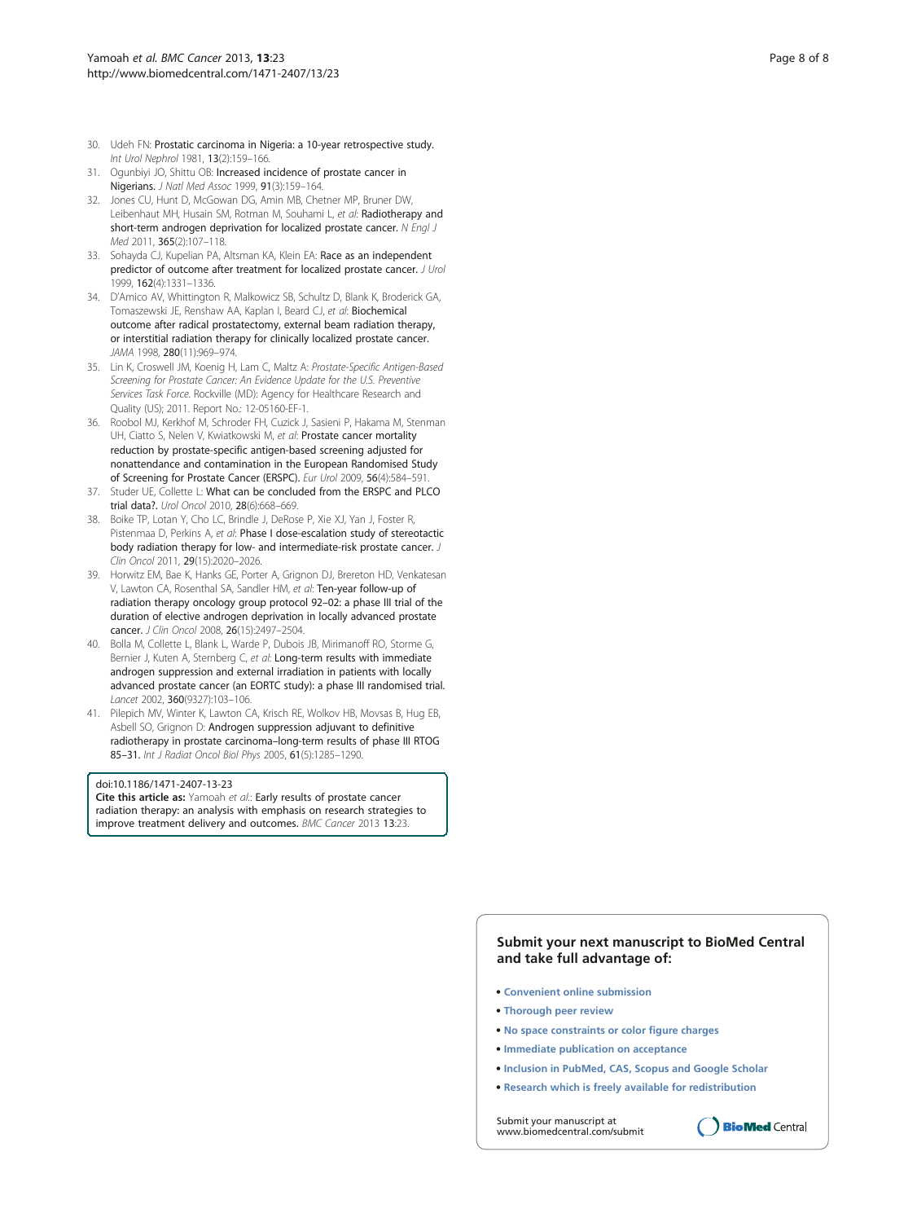30. Udeh FN: **Prostatic carcinoma in Nigeria: a 10-year retrospective study.** *Int Urol Nephrol* 1981, **13**(2):159–166.
31. Ogunbiyi JO, Shittu OB: **Increased incidence of prostate cancer in Nigerians.** *J Natl Med Assoc* 1999, **91**(3):159–164.
32. Jones CU, Hunt D, McGowan DG, Amin MB, Chetner MP, Bruner DW, Leibenhaut MH, Husain SM, Rotman M, Souhami L, *et al*: **Radiotherapy and short-term androgen deprivation for localized prostate cancer.** *N Engl J Med* 2011, **365**(2):107–118.
33. Sohayda CJ, Kupelian PA, Altsman KA, Klein EA: **Race as an independent predictor of outcome after treatment for localized prostate cancer.** *J Urol* 1999, **162**(4):1331–1336.
34. D'Amico AV, Whittington R, Malkowicz SB, Schultz D, Blank K, Broderick GA, Tomaszewski JE, Renshaw AA, Kaplan I, Beard CJ, *et al*: **Biochemical outcome after radical prostatectomy, external beam radiation therapy, or interstitial radiation therapy for clinically localized prostate cancer.** *JAMA* 1998, **280**(11):969–974.
35. Lin K, Croswell JM, Koenig H, Lam C, Maltz A: *Prostate-Specific Antigen-Based Screening for Prostate Cancer: An Evidence Update for the U.S. Preventive Services Task Force.* Rockville (MD): Agency for Healthcare Research and Quality (US); 2011. Report No.: 12-05160-EF-1.
36. Roobol MJ, Kerkhof M, Schroder FH, Cuzick J, Sasieni P, Hakama M, Stenman UH, Ciatto S, Nelen V, Kwiatkowski M, *et al*: **Prostate cancer mortality reduction by prostate-specific antigen-based screening adjusted for nonattendance and contamination in the European Randomised Study of Screening for Prostate Cancer (ERSPC).** *Eur Urol* 2009, **56**(4):584–591.
37. Studer UE, Collette L: **What can be concluded from the ERSPC and PLCO trial data?.** *Urol Oncol* 2010, **28**(6):668–669.
38. Boike TP, Lotan Y, Cho LC, Brindle J, DeRose P, Xie XJ, Yan J, Foster R, Pistenmaa D, Perkins A, *et al*: **Phase I dose-escalation study of stereotactic body radiation therapy for low- and intermediate-risk prostate cancer.** *J Clin Oncol* 2011, **29**(15):2020–2026.
39. Horwitz EM, Bae K, Hanks GE, Porter A, Grignon DJ, Brereton HD, Venkatesan V, Lawton CA, Rosenthal SA, Sandler HM, *et al*: **Ten-year follow-up of radiation therapy oncology group protocol 92–02: a phase III trial of the duration of elective androgen deprivation in locally advanced prostate cancer.** *J Clin Oncol* 2008, **26**(15):2497–2504.
40. Bolla M, Collette L, Blank L, Warde P, Dubois JB, Mirimanoff RO, Storme G, Bernier J, Kuten A, Sternberg C, *et al*: **Long-term results with immediate androgen suppression and external irradiation in patients with locally advanced prostate cancer (an EORTC study): a phase III randomised trial.** *Lancet* 2002, **360**(9327):103–106.
41. Pilepich MV, Winter K, Lawton CA, Krisch RE, Wolkov HB, Movsas B, Hug EB, Asbell SO, Grignon D: **Androgen suppression adjuvant to definitive radiotherapy in prostate carcinoma–long-term results of phase III RTOG 85–31.** *Int J Radiat Oncol Biol Phys* 2005, **61**(5):1285–1290.

doi:10.1186/1471-2407-13-23
**Cite this article as:** Yamoah *et al.*: Early results of prostate cancer radiation therapy: an analysis with emphasis on research strategies to improve treatment delivery and outcomes. *BMC Cancer* 2013 **13**:23.

**Submit your next manuscript to BioMed Central and take full advantage of:**

- **Convenient online submission**
- **Thorough peer review**
- **No space constraints or color figure charges**
- **Immediate publication on acceptance**
- **Inclusion in PubMed, CAS, Scopus and Google Scholar**
- **Research which is freely available for redistribution**

Submit your manuscript at
www.biomedcentral.com/submit

BioMed Central